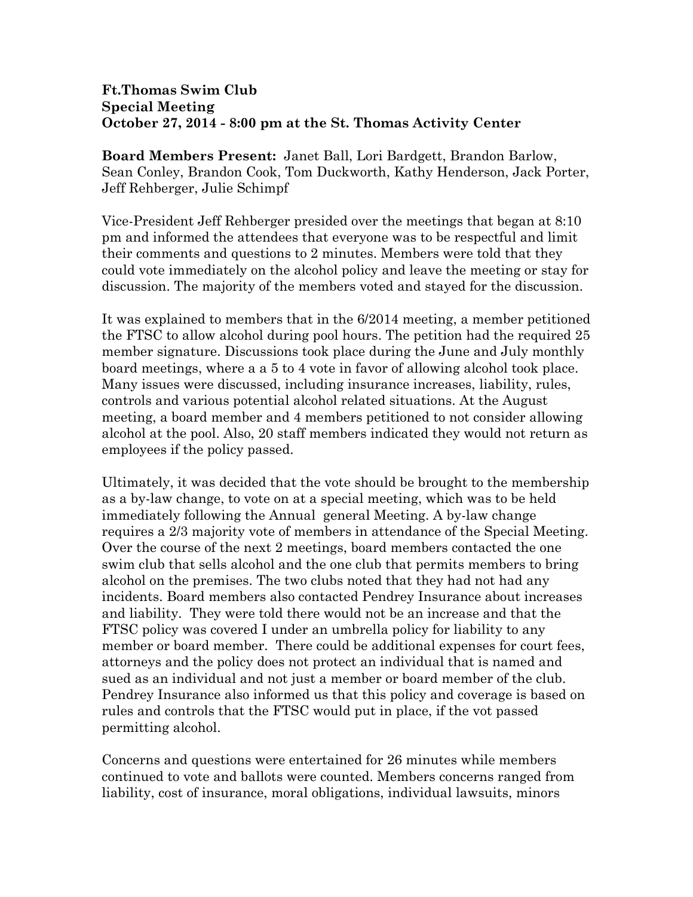**Ft.Thomas Swim Club**
**Special Meeting**
**October 27, 2014 - 8:00 pm at the St. Thomas Activity Center**

**Board Members Present:** Janet Ball, Lori Bardgett, Brandon Barlow, Sean Conley, Brandon Cook, Tom Duckworth, Kathy Henderson, Jack Porter, Jeff Rehberger, Julie Schimpf

Vice-President Jeff Rehberger presided over the meetings that began at 8:10 pm and informed the attendees that everyone was to be respectful and limit their comments and questions to 2 minutes. Members were told that they could vote immediately on the alcohol policy and leave the meeting or stay for discussion. The majority of the members voted and stayed for the discussion.

It was explained to members that in the 6/2014 meeting, a member petitioned the FTSC to allow alcohol during pool hours. The petition had the required 25 member signature. Discussions took place during the June and July monthly board meetings, where a a 5 to 4 vote in favor of allowing alcohol took place. Many issues were discussed, including insurance increases, liability, rules, controls and various potential alcohol related situations. At the August meeting, a board member and 4 members petitioned to not consider allowing alcohol at the pool. Also, 20 staff members indicated they would not return as employees if the policy passed.

Ultimately, it was decided that the vote should be brought to the membership as a by-law change, to vote on at a special meeting, which was to be held immediately following the Annual general Meeting. A by-law change requires a 2/3 majority vote of members in attendance of the Special Meeting. Over the course of the next 2 meetings, board members contacted the one swim club that sells alcohol and the one club that permits members to bring alcohol on the premises. The two clubs noted that they had not had any incidents. Board members also contacted Pendrey Insurance about increases and liability. They were told there would not be an increase and that the FTSC policy was covered I under an umbrella policy for liability to any member or board member. There could be additional expenses for court fees, attorneys and the policy does not protect an individual that is named and sued as an individual and not just a member or board member of the club. Pendrey Insurance also informed us that this policy and coverage is based on rules and controls that the FTSC would put in place, if the vot passed permitting alcohol.

Concerns and questions were entertained for 26 minutes while members continued to vote and ballots were counted. Members concerns ranged from liability, cost of insurance, moral obligations, individual lawsuits, minors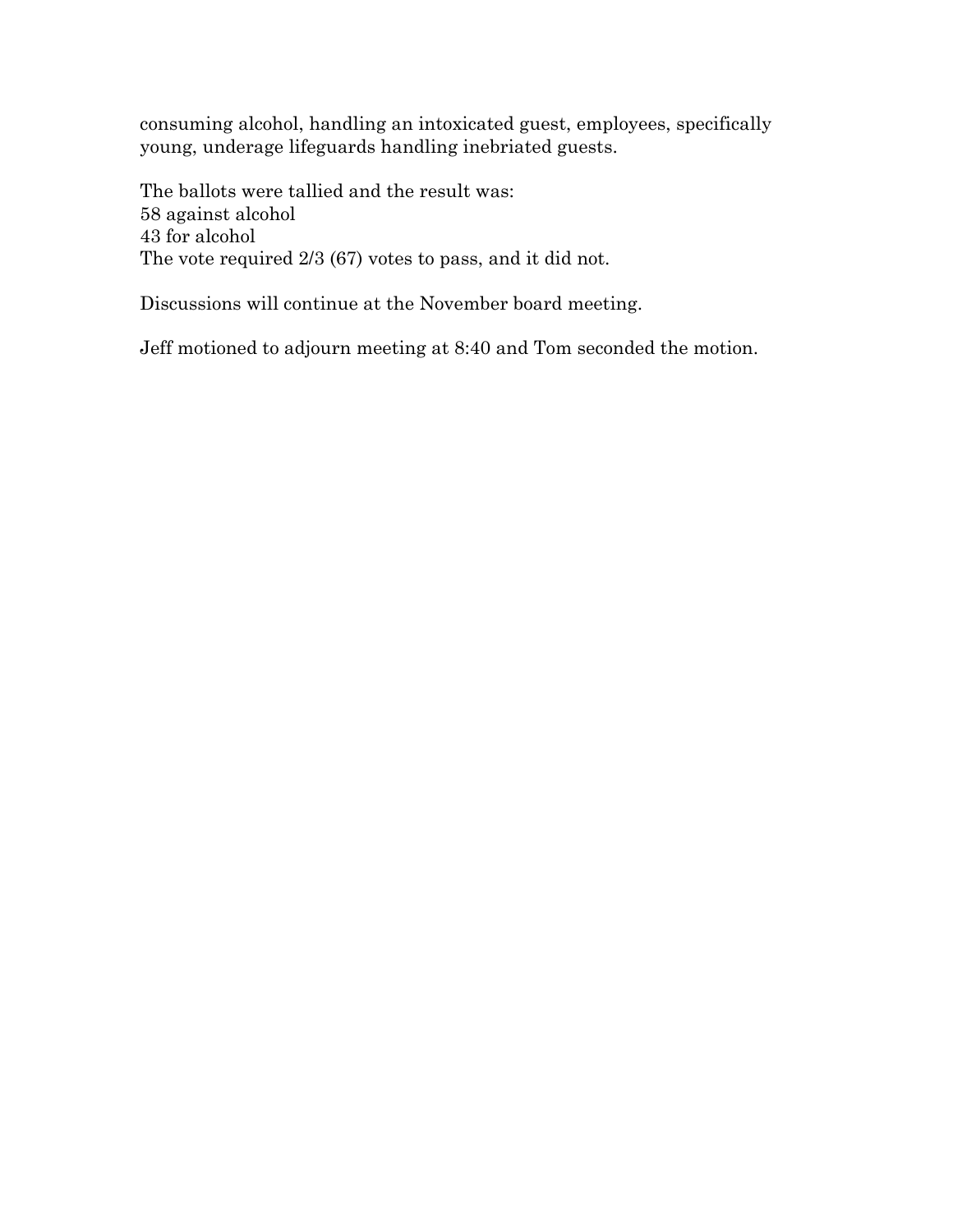consuming alcohol, handling an intoxicated guest, employees, specifically young, underage lifeguards handling inebriated guests.

The ballots were tallied and the result was:
58 against alcohol
43 for alcohol
The vote required 2/3 (67) votes to pass, and it did not.

Discussions will continue at the November board meeting.

Jeff motioned to adjourn meeting at 8:40 and Tom seconded the motion.